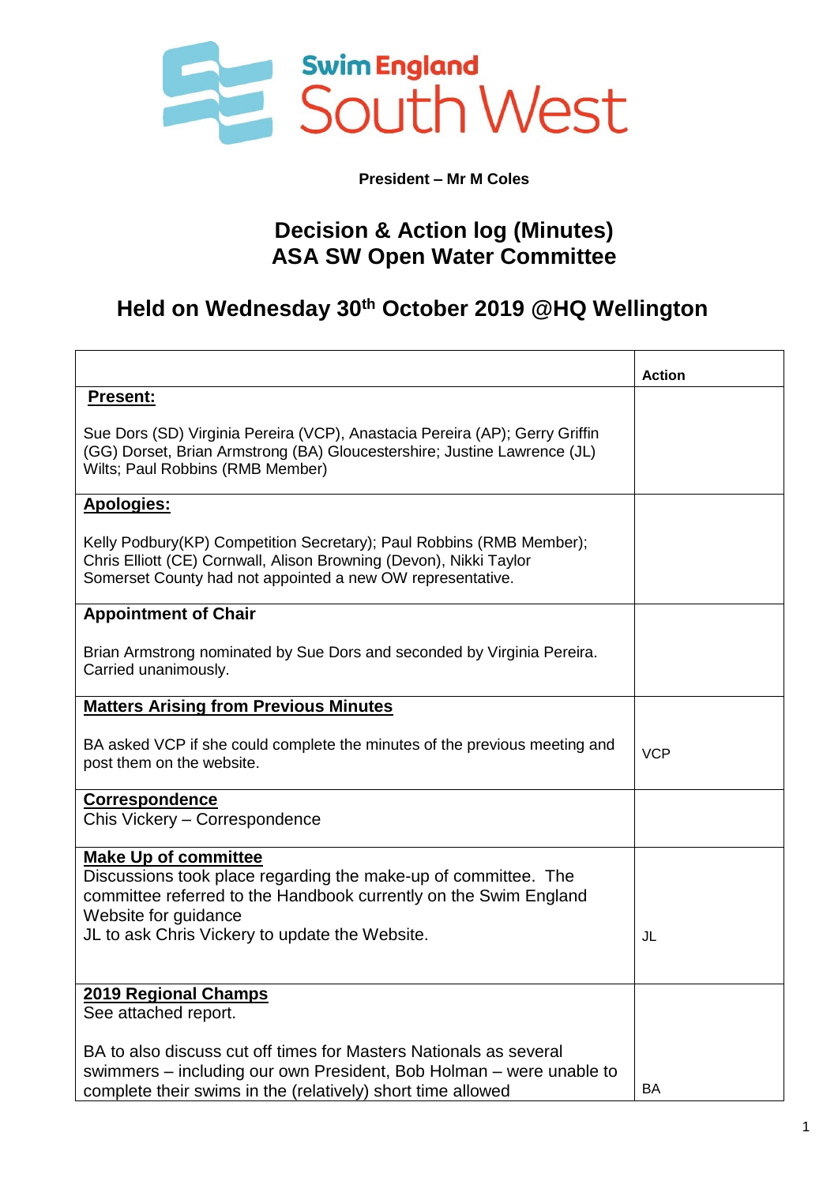Swim England South West

**President – Mr M Coles**

# Decision & Action log (Minutes)
# ASA SW Open Water Committee

## Held on Wednesday 30th October 2019 @HQ Wellington

| | Action |
|---|---|
| **Present:**<br><br>Sue Dors (SD) Virginia Pereira (VCP), Anastacia Pereira (AP); Gerry Griffin (GG) Dorset, Brian Armstrong (BA) Gloucestershire; Justine Lawrence (JL) Wilts; Paul Robbins (RMB Member) | |
| **Apologies:**<br><br>Kelly Podbury(KP) Competition Secretary); Paul Robbins (RMB Member); Chris Elliott (CE) Cornwall, Alison Browning (Devon), Nikki Taylor Somerset County had not appointed a new OW representative. | |
| **Appointment of Chair**<br><br>Brian Armstrong nominated by Sue Dors and seconded by Virginia Pereira. Carried unanimously. | |
| **Matters Arising from Previous Minutes**<br><br>BA asked VCP if she could complete the minutes of the previous meeting and post them on the website. | VCP |
| **Correspondence**<br>Chis Vickery – Correspondence | |
| **Make Up of committee**<br>Discussions took place regarding the make-up of committee. The committee referred to the Handbook currently on the Swim England Website for guidance<br>JL to ask Chris Vickery to update the Website. | JL |
| **2019 Regional Champs**<br>See attached report.<br><br>BA to also discuss cut off times for Masters Nationals as several swimmers – including our own President, Bob Holman – were unable to complete their swims in the (relatively) short time allowed | BA |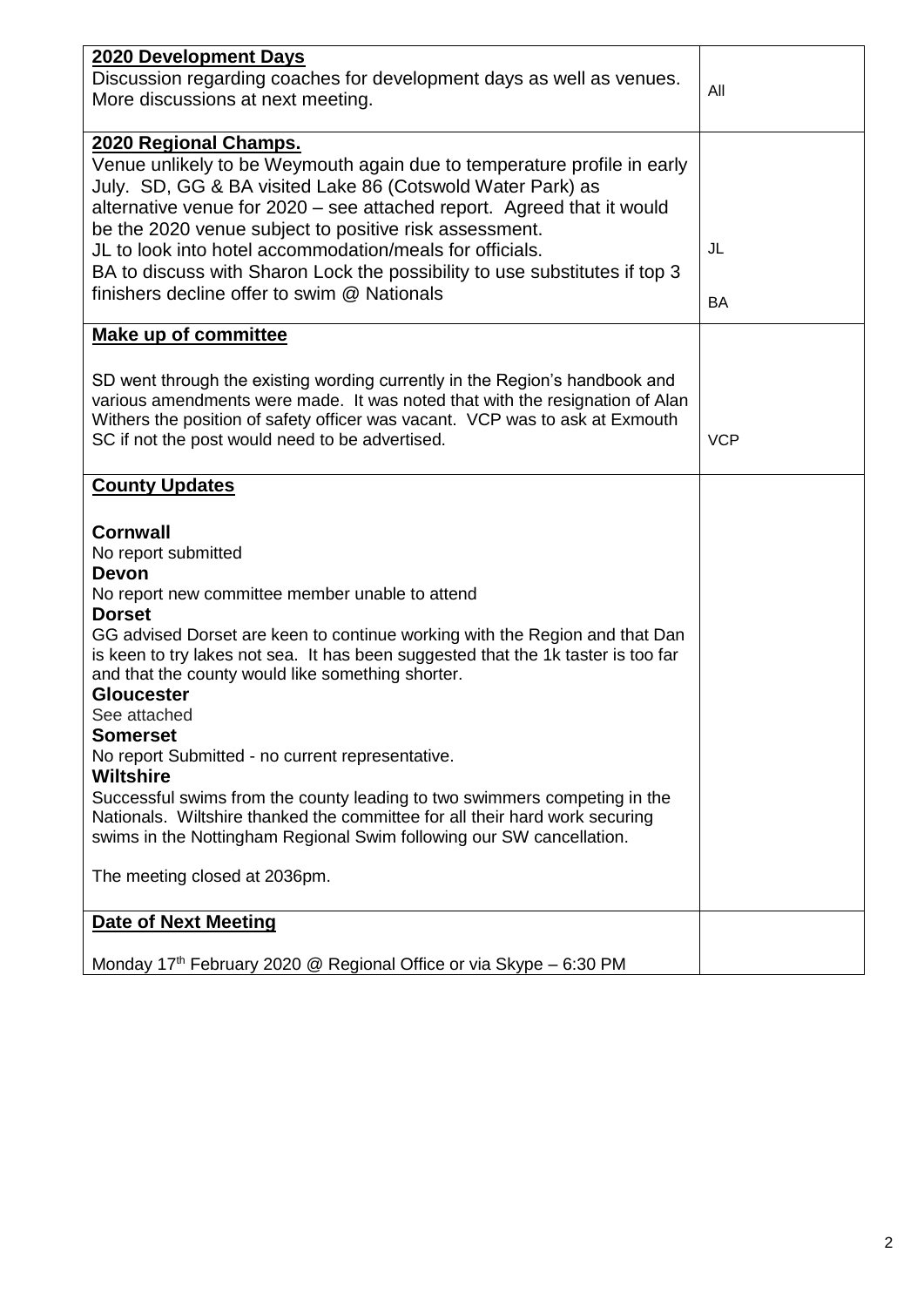| | |
|---|---|
| **2020 Development Days**<br>Discussion regarding coaches for development days as well as venues. More discussions at next meeting. | All |
| **2020 Regional Champs.**<br>Venue unlikely to be Weymouth again due to temperature profile in early July. SD, GG & BA visited Lake 86 (Cotswold Water Park) as alternative venue for 2020 – see attached report. Agreed that it would be the 2020 venue subject to positive risk assessment.<br>JL to look into hotel accommodation/meals for officials.<br>BA to discuss with Sharon Lock the possibility to use substitutes if top 3 finishers decline offer to swim @ Nationals | JL<br><br>BA |
| **Make up of committee**<br><br>SD went through the existing wording currently in the Region's handbook and various amendments were made. It was noted that with the resignation of Alan Withers the position of safety officer was vacant. VCP was to ask at Exmouth SC if not the post would need to be advertised. | VCP |
| **County Updates**<br><br>**Cornwall**<br>No report submitted<br>**Devon**<br>No report new committee member unable to attend<br>**Dorset**<br>GG advised Dorset are keen to continue working with the Region and that Dan is keen to try lakes not sea. It has been suggested that the 1k taster is too far and that the county would like something shorter.<br>**Gloucester**<br>See attached<br>**Somerset**<br>No report Submitted - no current representative.<br>**Wiltshire**<br>Successful swims from the county leading to two swimmers competing in the Nationals. Wiltshire thanked the committee for all their hard work securing swims in the Nottingham Regional Swim following our SW cancellation.<br><br>The meeting closed at 2036pm. | |
| **Date of Next Meeting**<br><br>Monday 17th February 2020 @ Regional Office or via Skype – 6:30 PM | |